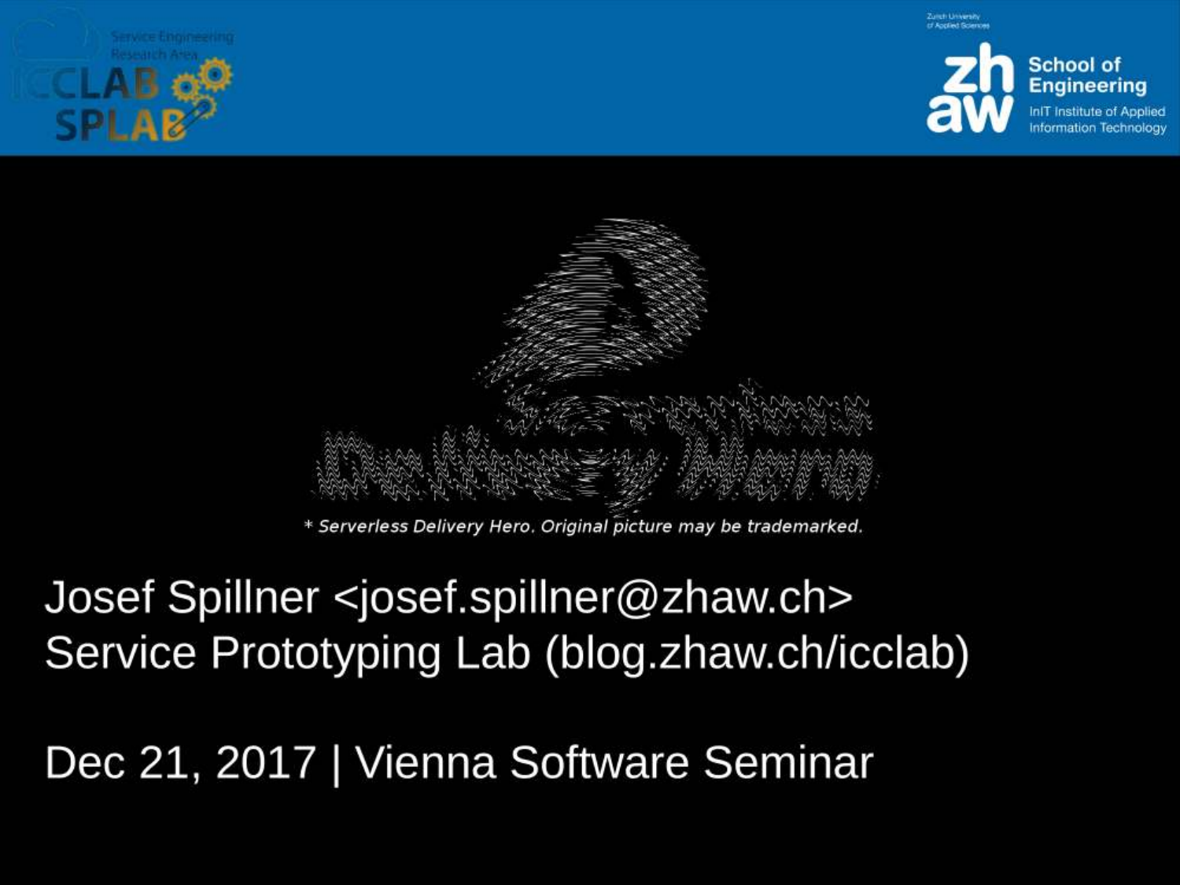\* Serverless Delivery Hero. Original picture may be trademarked.

Josef Spillner <josef.spillner@zhaw.ch>
Service Prototyping Lab (blog.zhaw.ch/icclab)

Dec 21, 2017 | Vienna Software Seminar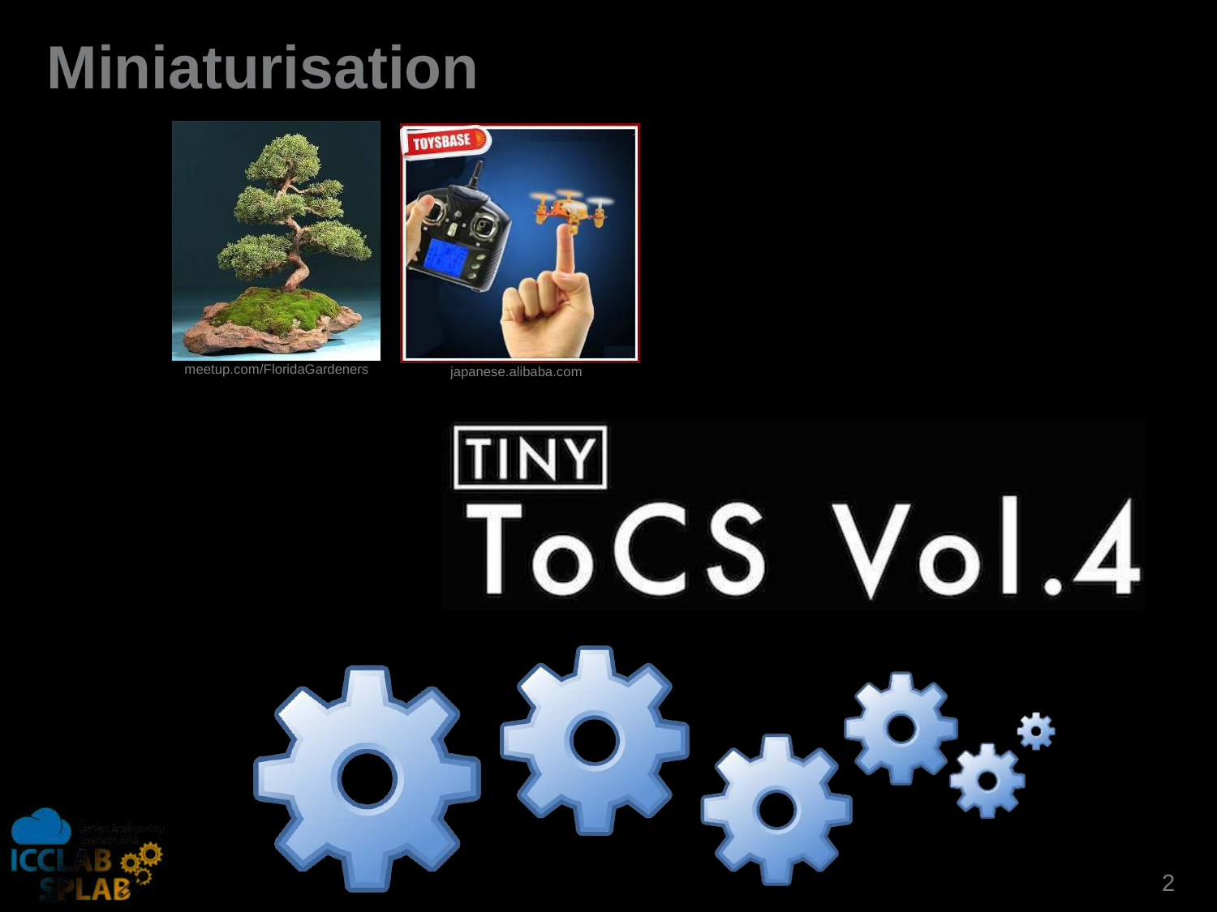# Miniaturisation

meetup.com/FloridaGardeners

japanese.alibaba.com

TINY ToCS Vol.4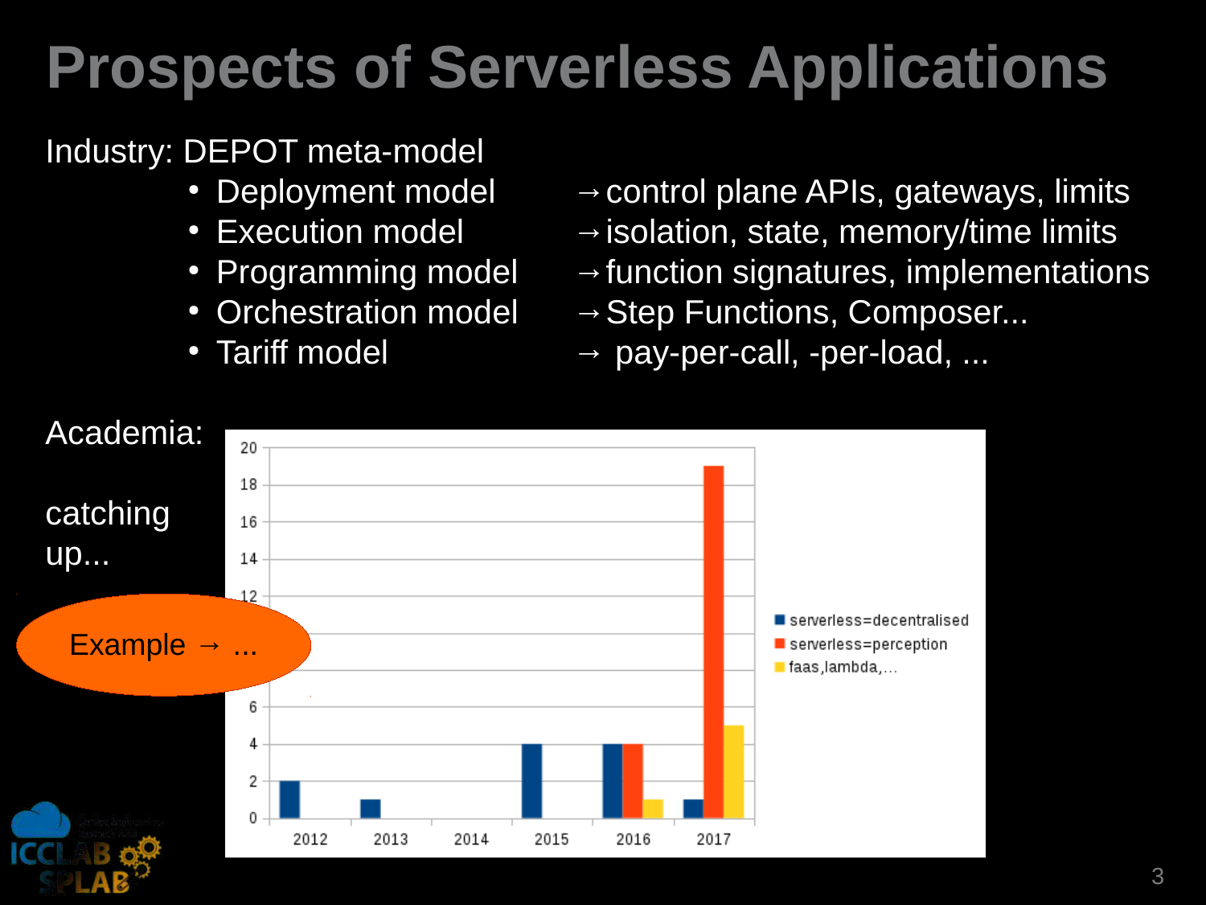# Prospects of Serverless Applications

Industry: DEPOT meta-model

- Deployment model → control plane APIs, gateways, limits
- Execution model → isolation, state, memory/time limits
- Programming model → function signatures, implementations
- Orchestration model → Step Functions, Composer...
- Tariff model → pay-per-call, -per-load, ...

Academia:

catching up...

Example → ...

| Year | serverless=decentralised | serverless=perception | faas,lambda,... |
|---|---|---|---|
| 2012 | 2 | | |
| 2013 | 1 | | |
| 2014 | | | |
| 2015 | 4 | | |
| 2016 | 4 | 4 | 1 |
| 2017 | 1 | 19 | 5 |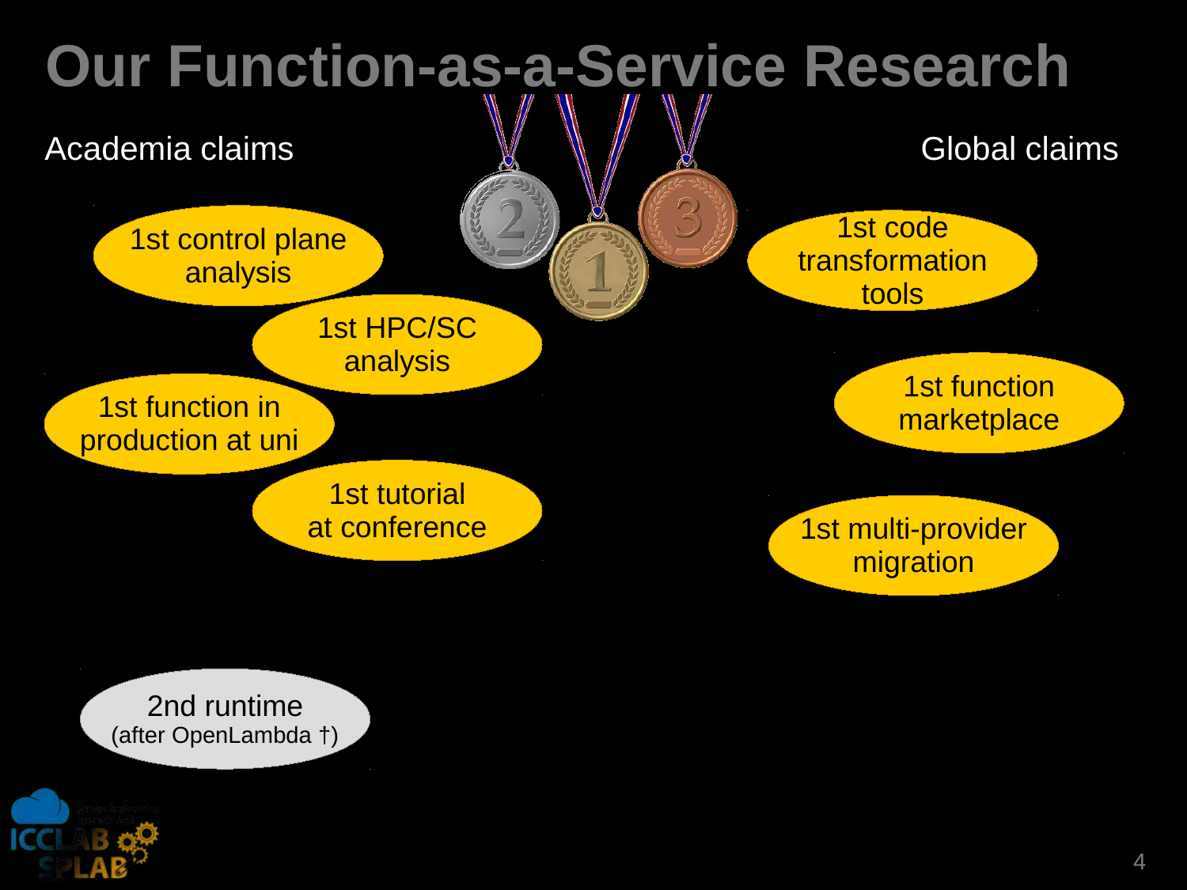# Our Function-as-a-Service Research

## Academia claims

- 1st control plane analysis
- 1st HPC/SC analysis
- 1st function in production at uni
- 1st tutorial at conference
- 2nd runtime (after OpenLambda †)

## Global claims

- 1st code transformation tools
- 1st function marketplace
- 1st multi-provider migration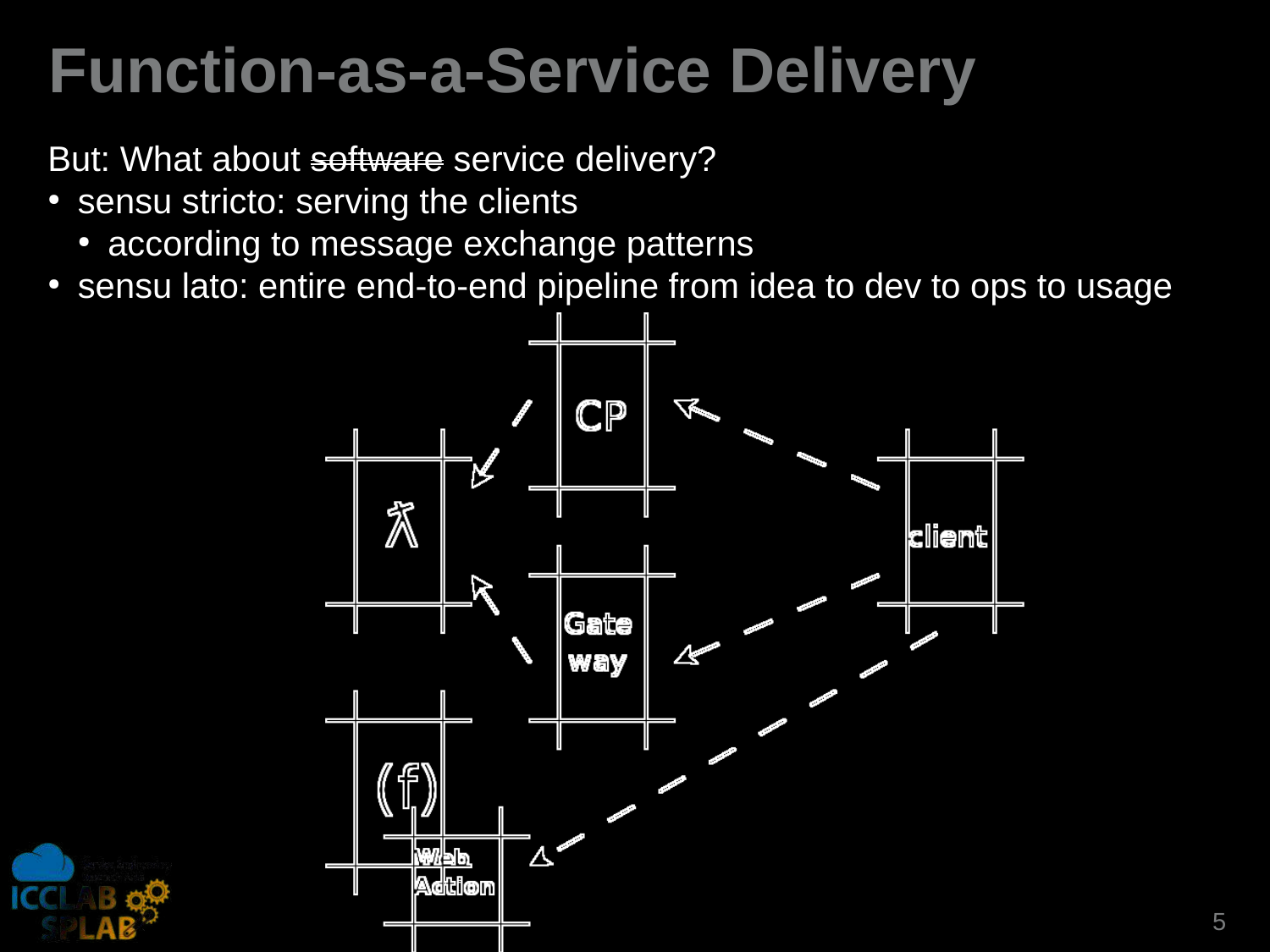# Function-as-a-Service Delivery

But: What about ~~software~~ service delivery?

- sensu stricto: serving the clients
  - according to message exchange patterns
- sensu lato: entire end-to-end pipeline from idea to dev to ops to usage

CP

λ

client

Gate way

(f)

Web Action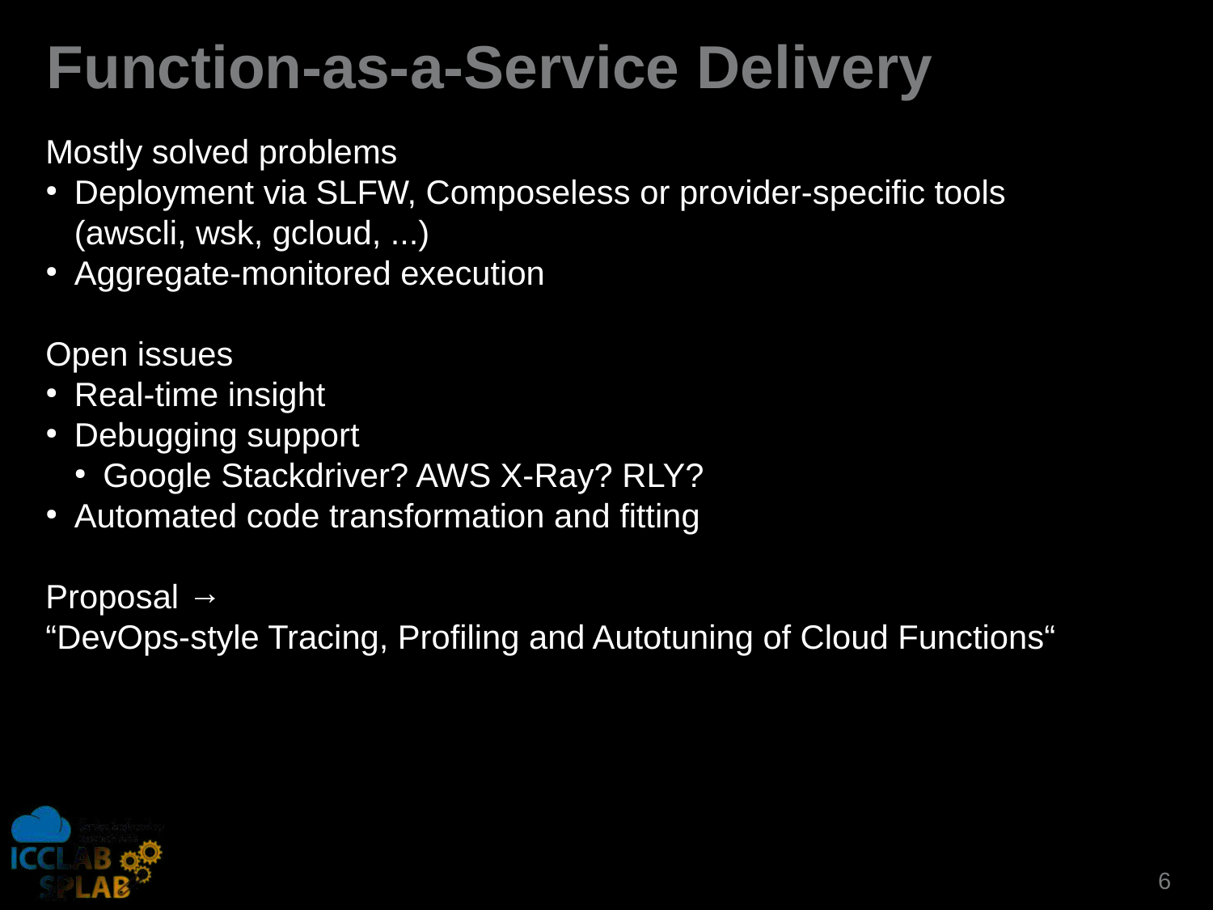# Function-as-a-Service Delivery

Mostly solved problems

- Deployment via SLFW, Composeless or provider-specific tools (awscli, wsk, gcloud, ...)
- Aggregate-monitored execution

Open issues

- Real-time insight
- Debugging support
  - Google Stackdriver? AWS X-Ray? RLY?
- Automated code transformation and fitting

Proposal →
“DevOps-style Tracing, Profiling and Autotuning of Cloud Functions“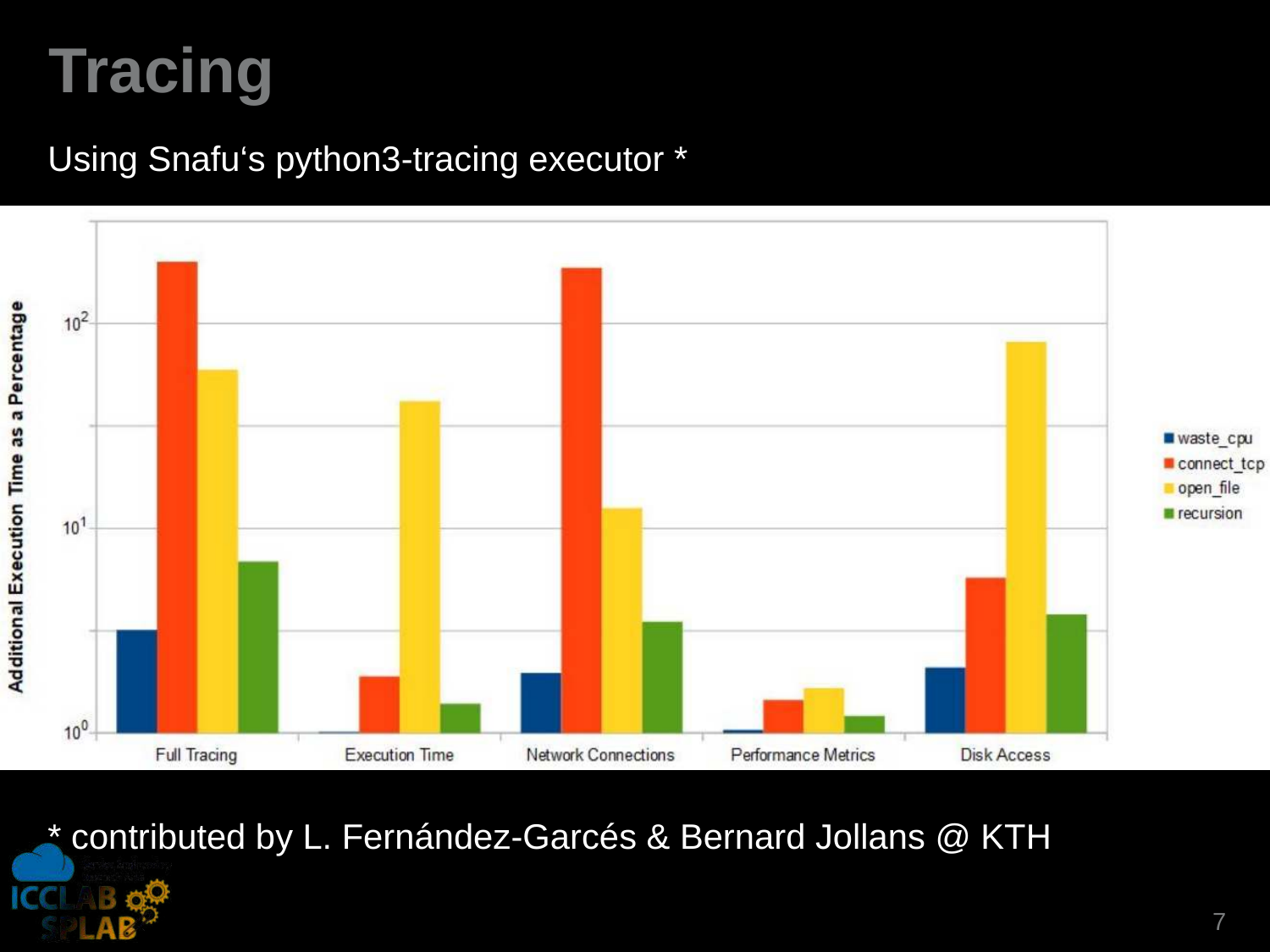# Tracing

Using Snafu's python3-tracing executor *

* contributed by L. Fernández-Garcés & Bernard Jollans @ KTH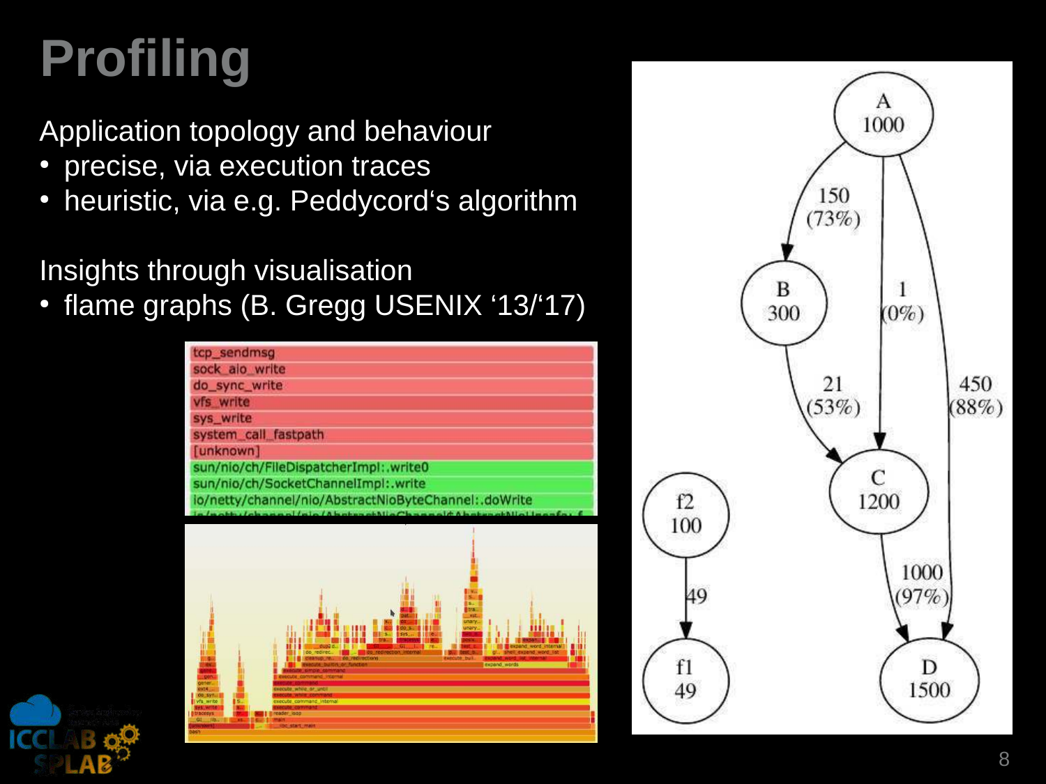# Profiling

Application topology and behaviour

- precise, via execution traces
- heuristic, via e.g. Peddycord‘s algorithm

Insights through visualisation

- flame graphs (B. Gregg USENIX ‘13/‘17)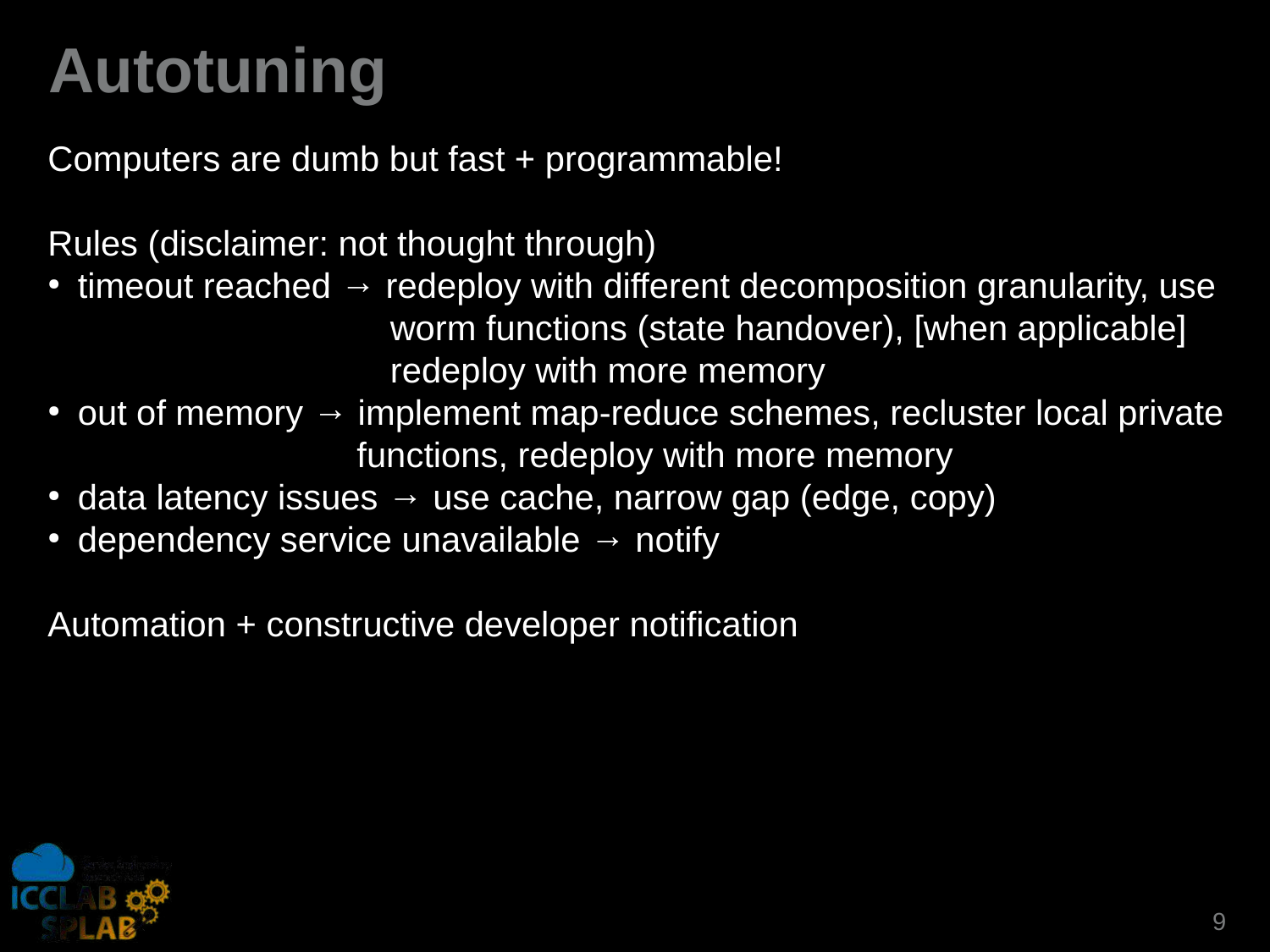# Autotuning

Computers are dumb but fast + programmable!

Rules (disclaimer: not thought through)

- timeout reached → redeploy with different decomposition granularity, use worm functions (state handover), [when applicable] redeploy with more memory
- out of memory → implement map-reduce schemes, recluster local private functions, redeploy with more memory
- data latency issues → use cache, narrow gap (edge, copy)
- dependency service unavailable → notify

Automation + constructive developer notification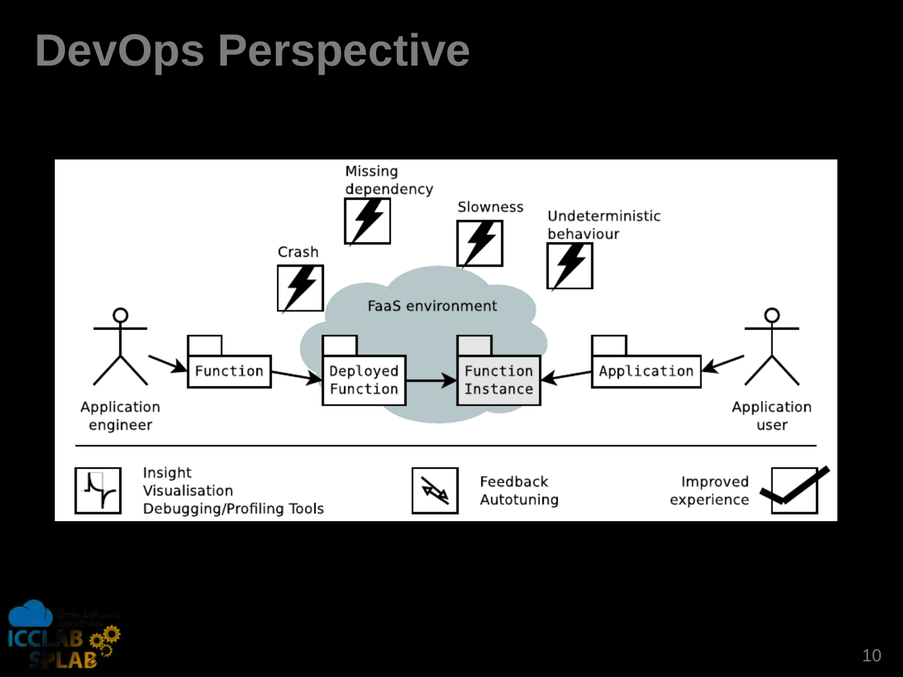# DevOps Perspective

Missing dependency

Crash

Slowness

Undeterministic behaviour

FaaS environment

Application engineer → Function → Deployed Function → Function Instance ← Application ← Application user

Insight
Visualisation
Debugging/Profiling Tools

Feedback
Autotuning

Improved experience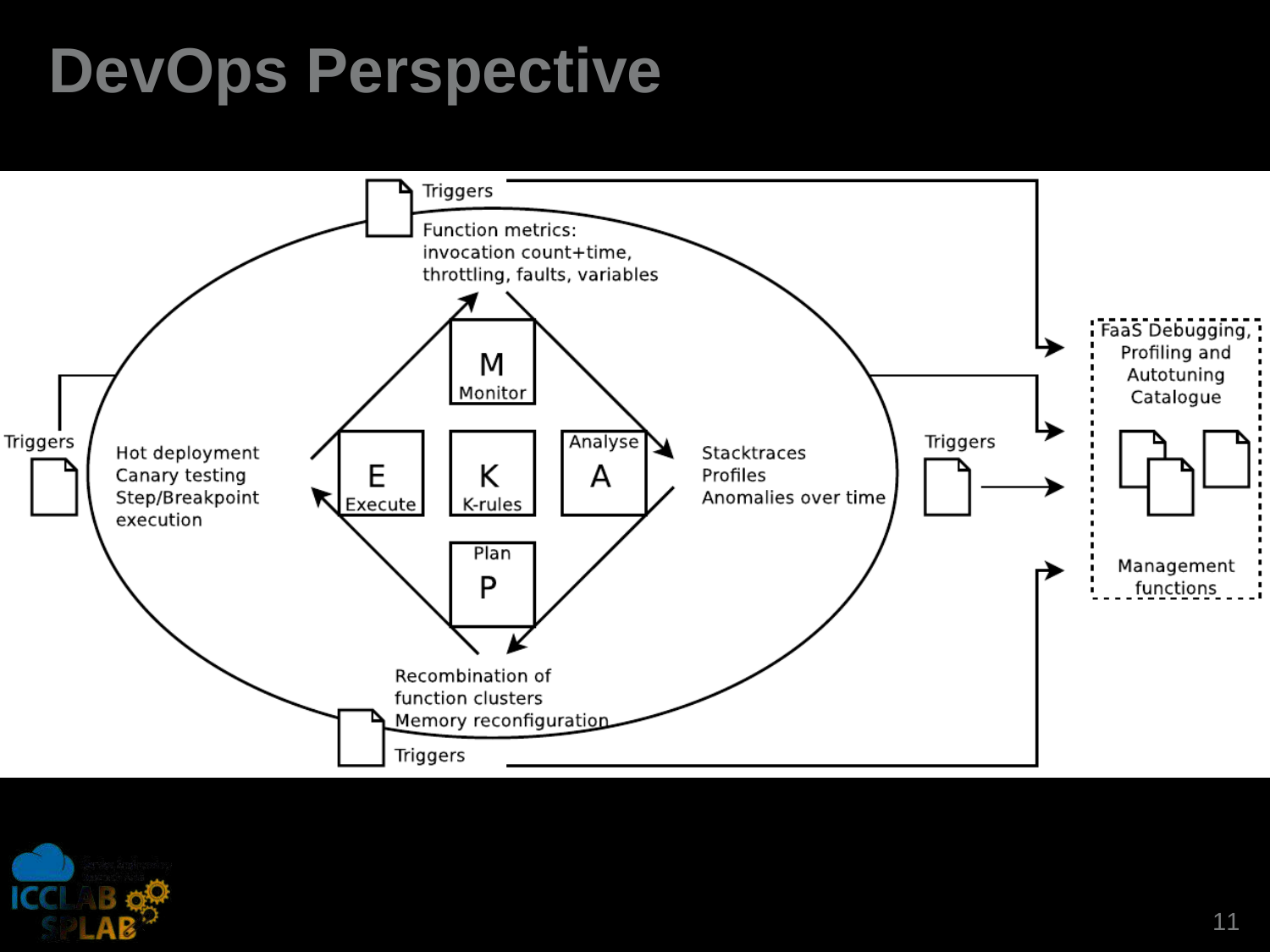# DevOps Perspective

Triggers

Function metrics:
invocation count+time,
throttling, faults, variables

M
Monitor

E
Execute

K
K-rules

Analyse
A

Plan
P

Triggers

Hot deployment
Canary testing
Step/Breakpoint
execution

Stacktraces
Profiles
Anomalies over time

Triggers

FaaS Debugging,
Profiling and
Autotuning
Catalogue

Management
functions

Recombination of
function clusters
Memory reconfiguration

Triggers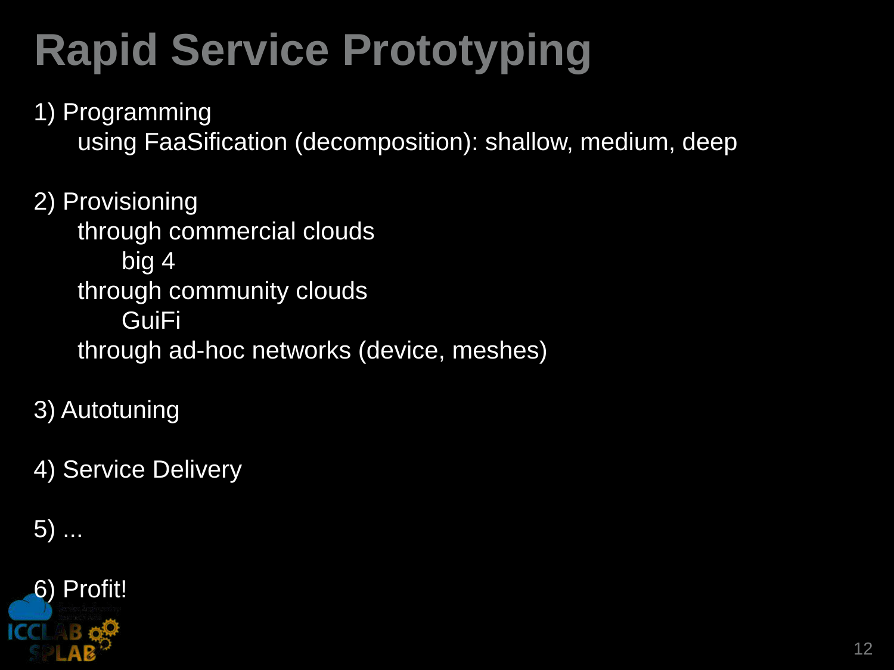# Rapid Service Prototyping

1) Programming
   - using FaaSification (decomposition): shallow, medium, deep

2) Provisioning
   - through commercial clouds
     - big 4
   - through community clouds
     - GuiFi
   - through ad-hoc networks (device, meshes)

3) Autotuning

4) Service Delivery

5) ...

6) Profit!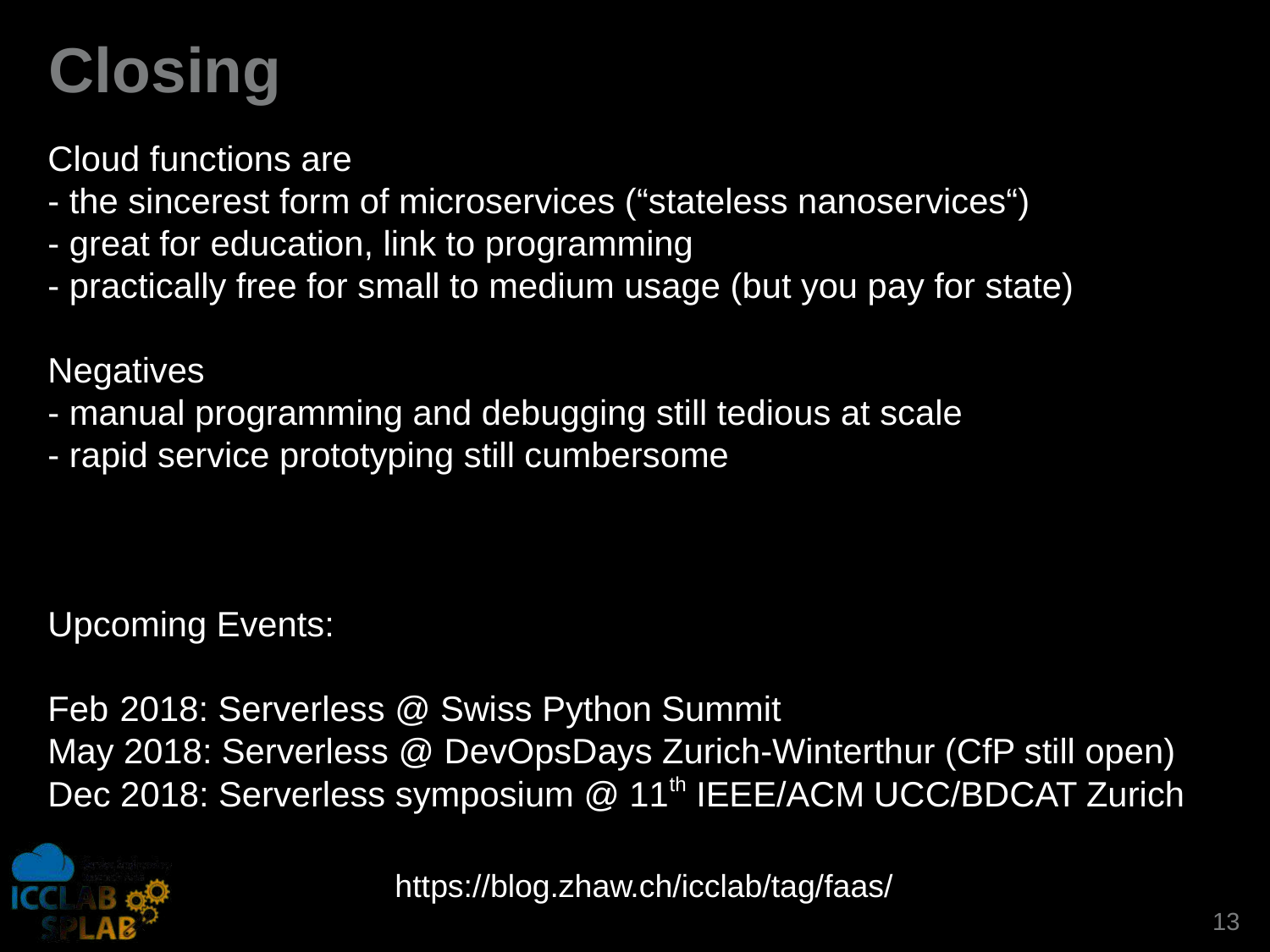# Closing

Cloud functions are
- the sincerest form of microservices (“stateless nanoservices“)
- great for education, link to programming
- practically free for small to medium usage (but you pay for state)

Negatives
- manual programming and debugging still tedious at scale
- rapid service prototyping still cumbersome

Upcoming Events:

Feb 2018: Serverless @ Swiss Python Summit
May 2018: Serverless @ DevOpsDays Zurich-Winterthur (CfP still open)
Dec 2018: Serverless symposium @ 11th IEEE/ACM UCC/BDCAT Zurich

https://blog.zhaw.ch/icclab/tag/faas/